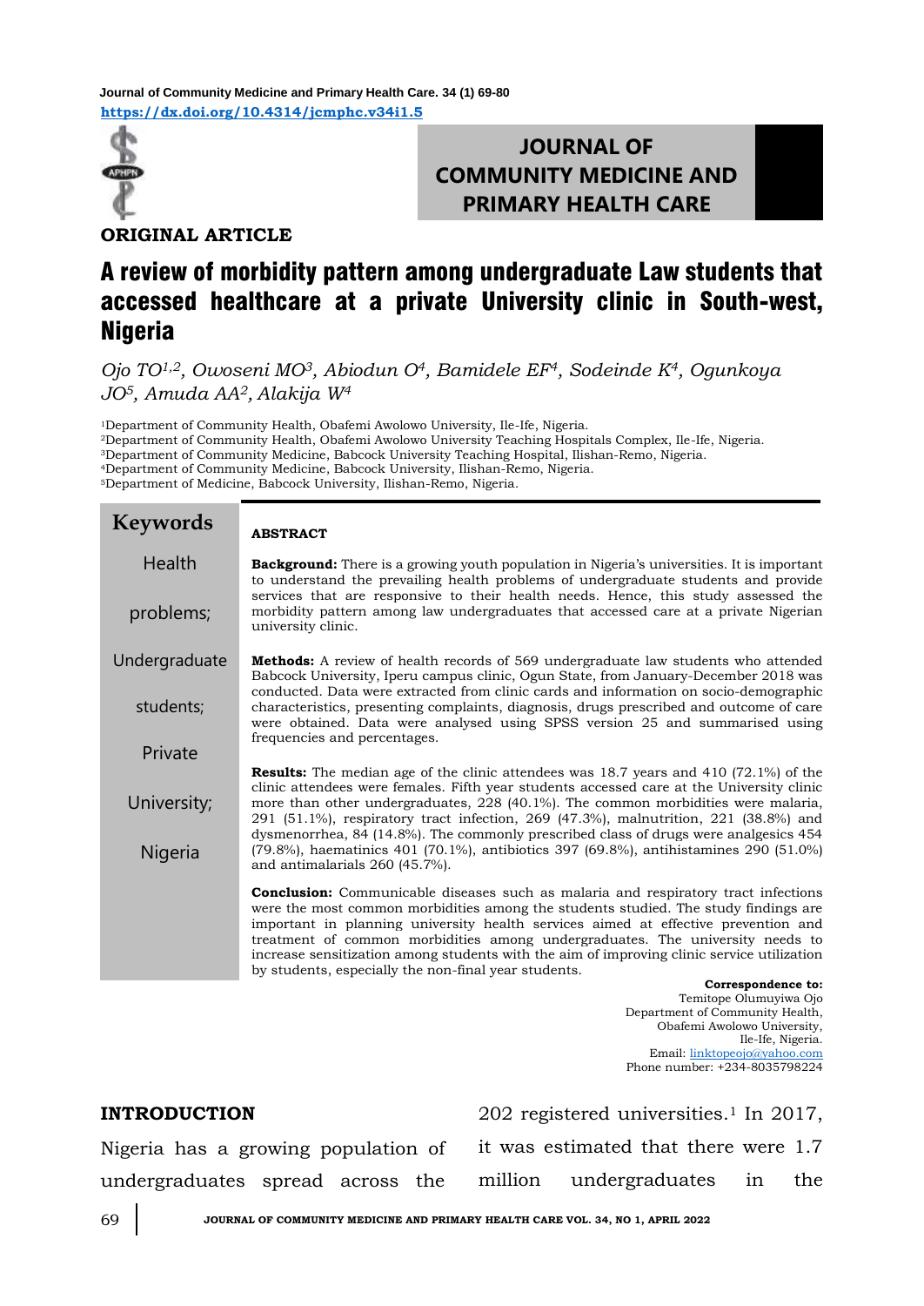JOURNAL OF COMMUNITY MEDICINE AND PRIMARY HEALTH CARE

**ORIGINAL ARTICLE**

# A review of morbidity pattern among undergraduate Law students that accessed healthcare at a private University clinic in South-west, Nigeria

*Ojo TO[1,2], Owoseni MO[3], Abiodun O[4], Bamidele EF[4], Sodeinde K[4], Ogunkoya JO[5], Amuda AA[2], Alakija W[4]*

[1]Department of Community Health, Obafemi Awolowo University, Ile-Ife, Nigeria.
[2]Department of Community Health, Obafemi Awolowo University Teaching Hospitals Complex, Ile-Ife, Nigeria.
[3]Department of Community Medicine, Babcock University Teaching Hospital, Ilishan-Remo, Nigeria.
[4]Department of Community Medicine, Babcock University, Ilishan-Remo, Nigeria.
[5]Department of Medicine, Babcock University, Ilishan-Remo, Nigeria.

**Keywords**

Health problems; Undergraduate students; Private University; Nigeria

**ABSTRACT**

**Background:** There is a growing youth population in Nigeria's universities. It is important to understand the prevailing health problems of undergraduate students and provide services that are responsive to their health needs. Hence, this study assessed the morbidity pattern among law undergraduates that accessed care at a private Nigerian university clinic.

**Methods:** A review of health records of 569 undergraduate law students who attended Babcock University, Iperu campus clinic, Ogun State, from January-December 2018 was conducted. Data were extracted from clinic cards and information on socio-demographic characteristics, presenting complaints, diagnosis, drugs prescribed and outcome of care were obtained. Data were analysed using SPSS version 25 and summarised using frequencies and percentages.

**Results:** The median age of the clinic attendees was 18.7 years and 410 (72.1%) of the clinic attendees were females. Fifth year students accessed care at the University clinic more than other undergraduates, 228 (40.1%). The common morbidities were malaria, 291 (51.1%), respiratory tract infection, 269 (47.3%), malnutrition, 221 (38.8%) and dysmenorrhea, 84 (14.8%). The commonly prescribed class of drugs were analgesics 454 (79.8%), haematinics 401 (70.1%), antibiotics 397 (69.8%), antihistamines 290 (51.0%) and antimalarials 260 (45.7%).

**Conclusion:** Communicable diseases such as malaria and respiratory tract infections were the most common morbidities among the students studied. The study findings are important in planning university health services aimed at effective prevention and treatment of common morbidities among undergraduates. The university needs to increase sensitization among students with the aim of improving clinic service utilization by students, especially the non-final year students.

**Correspondence to:**
Temitope Olumuyiwa Ojo
Department of Community Health,
Obafemi Awolowo University,
Ile-Ife, Nigeria.
Email: linktopeojo@yahoo.com
Phone number: +234-8035798224

## INTRODUCTION

Nigeria has a growing population of undergraduates spread across the 202 registered universities.[1] In 2017, it was estimated that there were 1.7 million undergraduates in the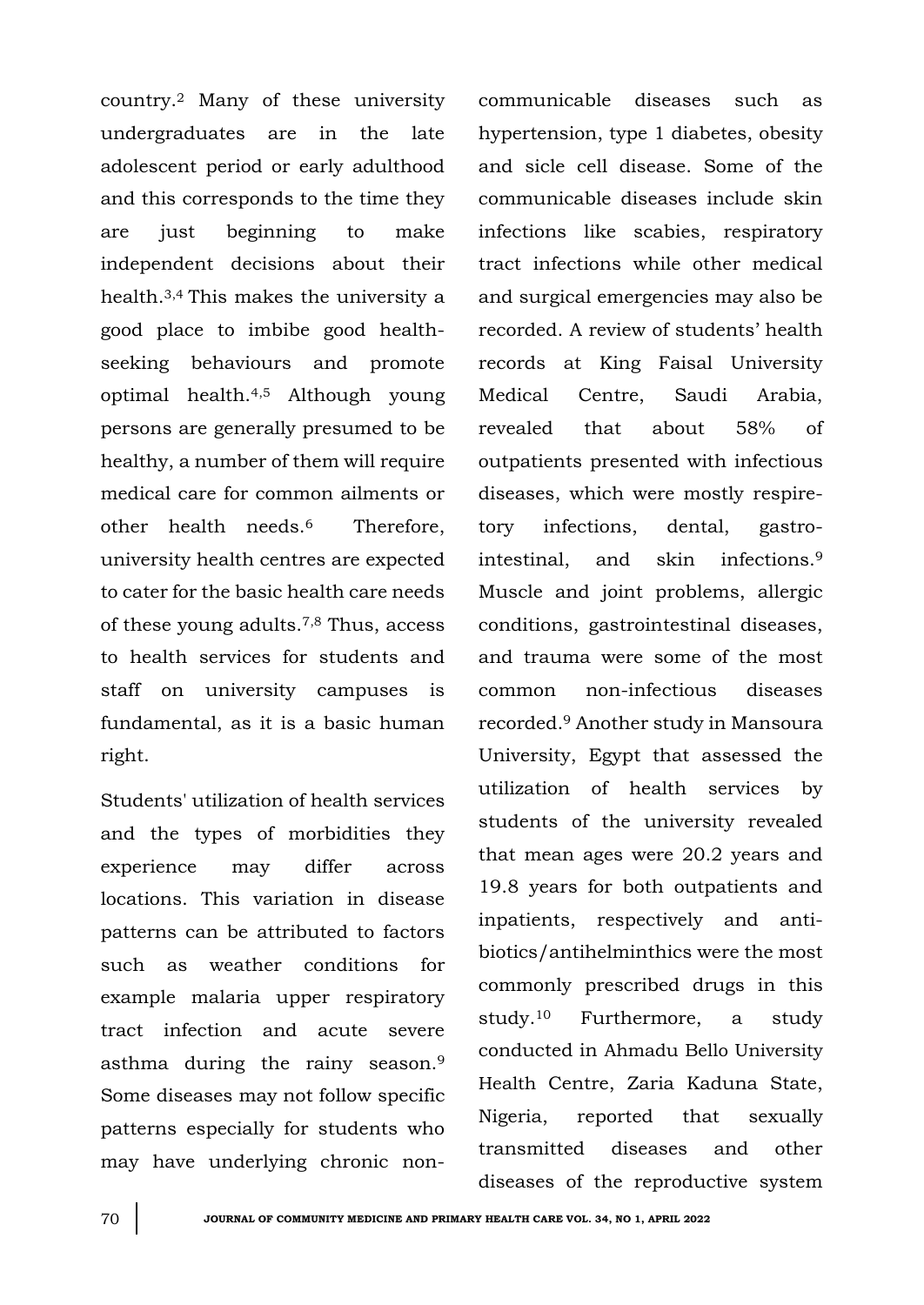country.[2] Many of these university undergraduates are in the late adolescent period or early adulthood and this corresponds to the time they are just beginning to make independent decisions about their health.[3,4] This makes the university a good place to imbibe good health-seeking behaviours and promote optimal health.[4,5] Although young persons are generally presumed to be healthy, a number of them will require medical care for common ailments or other health needs.[6] Therefore, university health centres are expected to cater for the basic health care needs of these young adults.[7,8] Thus, access to health services for students and staff on university campuses is fundamental, as it is a basic human right.

Students' utilization of health services and the types of morbidities they experience may differ across locations. This variation in disease patterns can be attributed to factors such as weather conditions for example malaria upper respiratory tract infection and acute severe asthma during the rainy season.[9] Some diseases may not follow specific patterns especially for students who may have underlying chronic non-communicable diseases such as hypertension, type 1 diabetes, obesity and sicle cell disease. Some of the communicable diseases include skin infections like scabies, respiratory tract infections while other medical and surgical emergencies may also be recorded. A review of students' health records at King Faisal University Medical Centre, Saudi Arabia, revealed that about 58% of outpatients presented with infectious diseases, which were mostly respiratory infections, dental, gastro-intestinal, and skin infections.[9] Muscle and joint problems, allergic conditions, gastrointestinal diseases, and trauma were some of the most common non-infectious diseases recorded.[9] Another study in Mansoura University, Egypt that assessed the utilization of health services by students of the university revealed that mean ages were 20.2 years and 19.8 years for both outpatients and inpatients, respectively and antibiotics/antihelminthics were the most commonly prescribed drugs in this study.[10] Furthermore, a study conducted in Ahmadu Bello University Health Centre, Zaria Kaduna State, Nigeria, reported that sexually transmitted diseases and other diseases of the reproductive system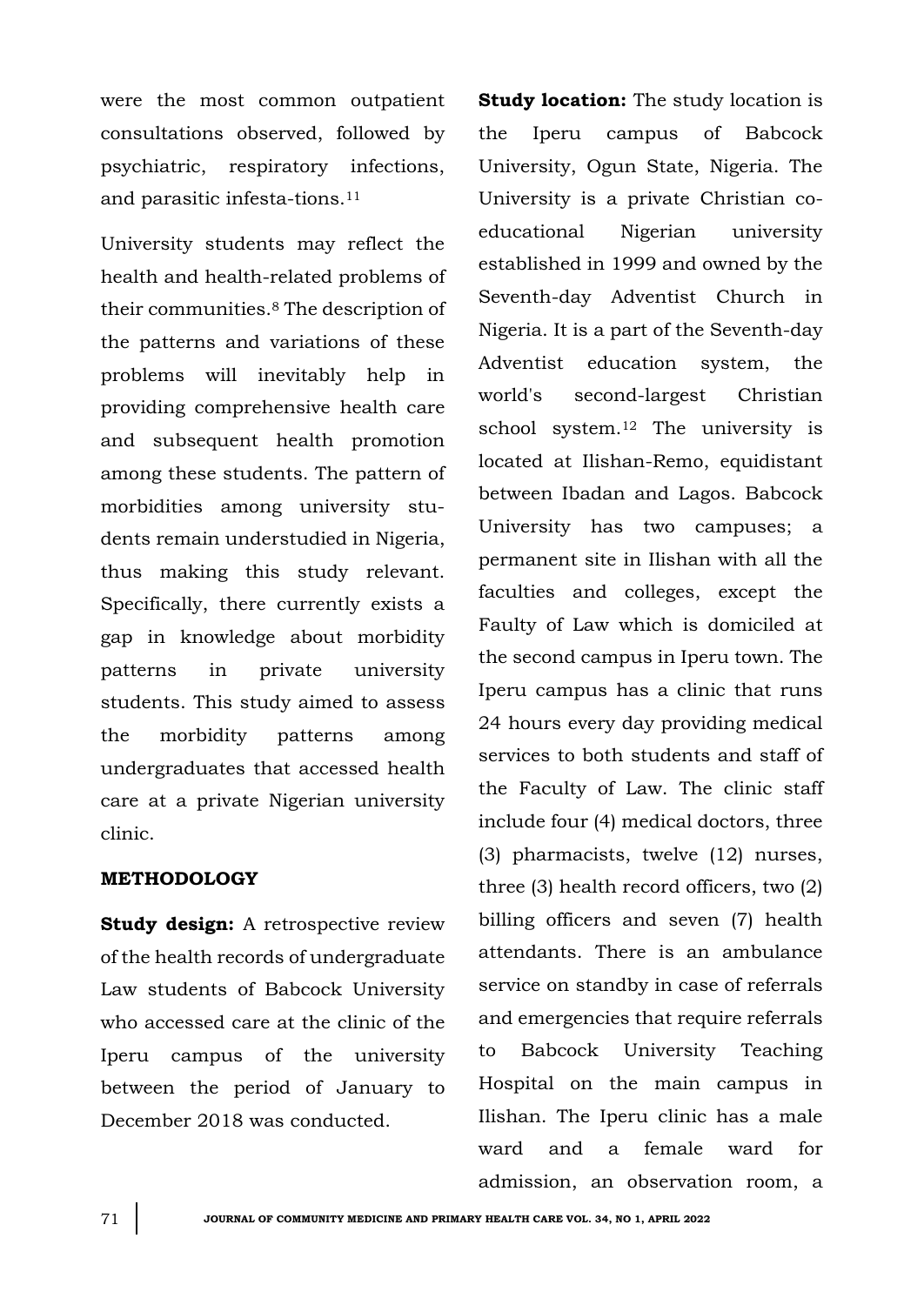were the most common outpatient consultations observed, followed by psychiatric, respiratory infections, and parasitic infesta-tions.[11]

University students may reflect the health and health-related problems of their communities.[8] The description of the patterns and variations of these problems will inevitably help in providing comprehensive health care and subsequent health promotion among these students. The pattern of morbidities among university stu-dents remain understudied in Nigeria, thus making this study relevant. Specifically, there currently exists a gap in knowledge about morbidity patterns in private university students. This study aimed to assess the morbidity patterns among undergraduates that accessed health care at a private Nigerian university clinic.

## METHODOLOGY

**Study design:** A retrospective review of the health records of undergraduate Law students of Babcock University who accessed care at the clinic of the Iperu campus of the university between the period of January to December 2018 was conducted.

**Study location:** The study location is the Iperu campus of Babcock University, Ogun State, Nigeria. The University is a private Christian co-educational Nigerian university established in 1999 and owned by the Seventh-day Adventist Church in Nigeria. It is a part of the Seventh-day Adventist education system, the world's second-largest Christian school system.[12] The university is located at Ilishan-Remo, equidistant between Ibadan and Lagos. Babcock University has two campuses; a permanent site in Ilishan with all the faculties and colleges, except the Faculty of Law which is domiciled at the second campus in Iperu town. The Iperu campus has a clinic that runs 24 hours every day providing medical services to both students and staff of the Faculty of Law. The clinic staff include four (4) medical doctors, three (3) pharmacists, twelve (12) nurses, three (3) health record officers, two (2) billing officers and seven (7) health attendants. There is an ambulance service on standby in case of referrals and emergencies that require referrals to Babcock University Teaching Hospital on the main campus in Ilishan. The Iperu clinic has a male ward and a female ward for admission, an observation room, a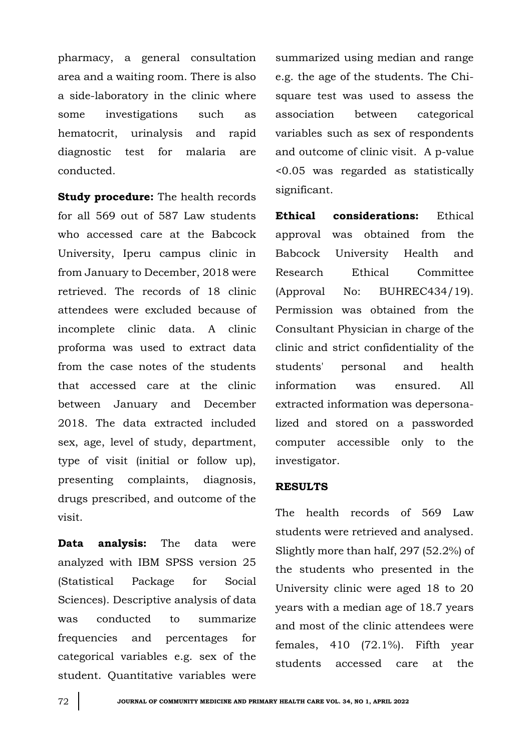pharmacy, a general consultation area and a waiting room. There is also a side-laboratory in the clinic where some investigations such as hematocrit, urinalysis and rapid diagnostic test for malaria are conducted.

**Study procedure:** The health records for all 569 out of 587 Law students who accessed care at the Babcock University, Iperu campus clinic in from January to December, 2018 were retrieved. The records of 18 clinic attendees were excluded because of incomplete clinic data. A clinic proforma was used to extract data from the case notes of the students that accessed care at the clinic between January and December 2018. The data extracted included sex, age, level of study, department, type of visit (initial or follow up), presenting complaints, diagnosis, drugs prescribed, and outcome of the visit.

**Data analysis:** The data were analyzed with IBM SPSS version 25 (Statistical Package for Social Sciences). Descriptive analysis of data was conducted to summarize frequencies and percentages for categorical variables e.g. sex of the student. Quantitative variables were summarized using median and range e.g. the age of the students. The Chi-square test was used to assess the association between categorical variables such as sex of respondents and outcome of clinic visit. A p-value <0.05 was regarded as statistically significant.

**Ethical considerations:** Ethical approval was obtained from the Babcock University Health and Research Ethical Committee (Approval No: BUHREC434/19). Permission was obtained from the Consultant Physician in charge of the clinic and strict confidentiality of the students' personal and health information was ensured. All extracted information was depersonalized and stored on a passworded computer accessible only to the investigator.

## RESULTS

The health records of 569 Law students were retrieved and analysed. Slightly more than half, 297 (52.2%) of the students who presented in the University clinic were aged 18 to 20 years with a median age of 18.7 years and most of the clinic attendees were females, 410 (72.1%). Fifth year students accessed care at the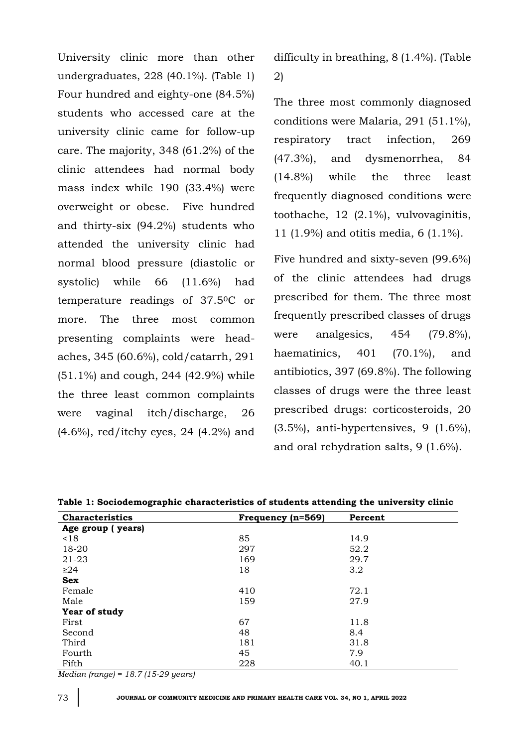University clinic more than other undergraduates, 228 (40.1%). (Table 1) Four hundred and eighty-one (84.5%) students who accessed care at the university clinic came for follow-up care. The majority, 348 (61.2%) of the clinic attendees had normal body mass index while 190 (33.4%) were overweight or obese. Five hundred and thirty-six (94.2%) students who attended the university clinic had normal blood pressure (diastolic or systolic) while 66 (11.6%) had temperature readings of 37.5$^{0}$C or more. The three most common presenting complaints were headaches, 345 (60.6%), cold/catarrh, 291 (51.1%) and cough, 244 (42.9%) while the three least common complaints were vaginal itch/discharge, 26 (4.6%), red/itchy eyes, 24 (4.2%) and difficulty in breathing, 8 (1.4%). (Table 2)

The three most commonly diagnosed conditions were Malaria, 291 (51.1%), respiratory tract infection, 269 (47.3%), and dysmenorrhea, 84 (14.8%) while the three least frequently diagnosed conditions were toothache, 12 (2.1%), vulvovaginitis, 11 (1.9%) and otitis media, 6 (1.1%).

Five hundred and sixty-seven (99.6%) of the clinic attendees had drugs prescribed for them. The three most frequently prescribed classes of drugs were analgesics, 454 (79.8%), haematinics, 401 (70.1%), and antibiotics, 397 (69.8%). The following classes of drugs were the three least prescribed drugs: corticosteroids, 20 (3.5%), anti-hypertensives, 9 (1.6%), and oral rehydration salts, 9 (1.6%).

**Table 1: Sociodemographic characteristics of students attending the university clinic**

| Characteristics | Frequency (n=569) | Percent |
|---|---|---|
| **Age group ( years)** | | |
| <18 | 85 | 14.9 |
| 18-20 | 297 | 52.2 |
| 21-23 | 169 | 29.7 |
| ≥24 | 18 | 3.2 |
| **Sex** | | |
| Female | 410 | 72.1 |
| Male | 159 | 27.9 |
| **Year of study** | | |
| First | 67 | 11.8 |
| Second | 48 | 8.4 |
| Third | 181 | 31.8 |
| Fourth | 45 | 7.9 |
| Fifth | 228 | 40.1 |

*Median (range) = 18.7 (15-29 years)*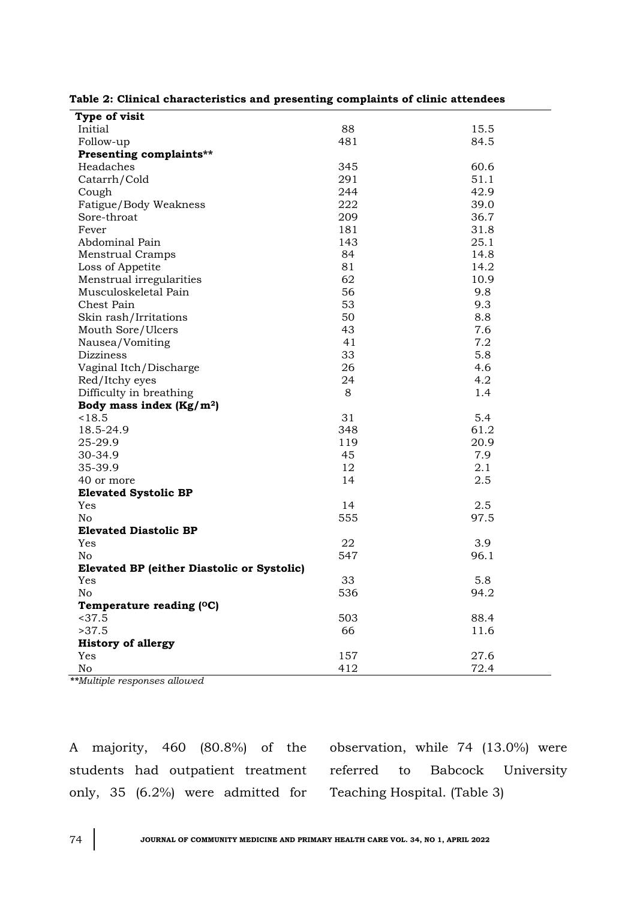**Table 2: Clinical characteristics and presenting complaints of clinic attendees**

| | | |
|---|---|---|
| **Type of visit** | | |
| Initial | 88 | 15.5 |
| Follow-up | 481 | 84.5 |
| **Presenting complaints\*\*** | | |
| Headaches | 345 | 60.6 |
| Catarrh/Cold | 291 | 51.1 |
| Cough | 244 | 42.9 |
| Fatigue/Body Weakness | 222 | 39.0 |
| Sore-throat | 209 | 36.7 |
| Fever | 181 | 31.8 |
| Abdominal Pain | 143 | 25.1 |
| Menstrual Cramps | 84 | 14.8 |
| Loss of Appetite | 81 | 14.2 |
| Menstrual irregularities | 62 | 10.9 |
| Musculoskeletal Pain | 56 | 9.8 |
| Chest Pain | 53 | 9.3 |
| Skin rash/Irritations | 50 | 8.8 |
| Mouth Sore/Ulcers | 43 | 7.6 |
| Nausea/Vomiting | 41 | 7.2 |
| Dizziness | 33 | 5.8 |
| Vaginal Itch/Discharge | 26 | 4.6 |
| Red/Itchy eyes | 24 | 4.2 |
| Difficulty in breathing | 8 | 1.4 |
| **Body mass index (Kg/m$^2$)** | | |
| <18.5 | 31 | 5.4 |
| 18.5-24.9 | 348 | 61.2 |
| 25-29.9 | 119 | 20.9 |
| 30-34.9 | 45 | 7.9 |
| 35-39.9 | 12 | 2.1 |
| 40 or more | 14 | 2.5 |
| **Elevated Systolic BP** | | |
| Yes | 14 | 2.5 |
| No | 555 | 97.5 |
| **Elevated Diastolic BP** | | |
| Yes | 22 | 3.9 |
| No | 547 | 96.1 |
| **Elevated BP (either Diastolic or Systolic)** | | |
| Yes | 33 | 5.8 |
| No | 536 | 94.2 |
| **Temperature reading (°C)** | | |
| <37.5 | 503 | 88.4 |
| >37.5 | 66 | 11.6 |
| **History of allergy** | | |
| Yes | 157 | 27.6 |
| No | 412 | 72.4 |

*\*\*Multiple responses allowed*

A majority, 460 (80.8%) of the students had outpatient treatment only, 35 (6.2%) were admitted for observation, while 74 (13.0%) were referred to Babcock University Teaching Hospital. (Table 3)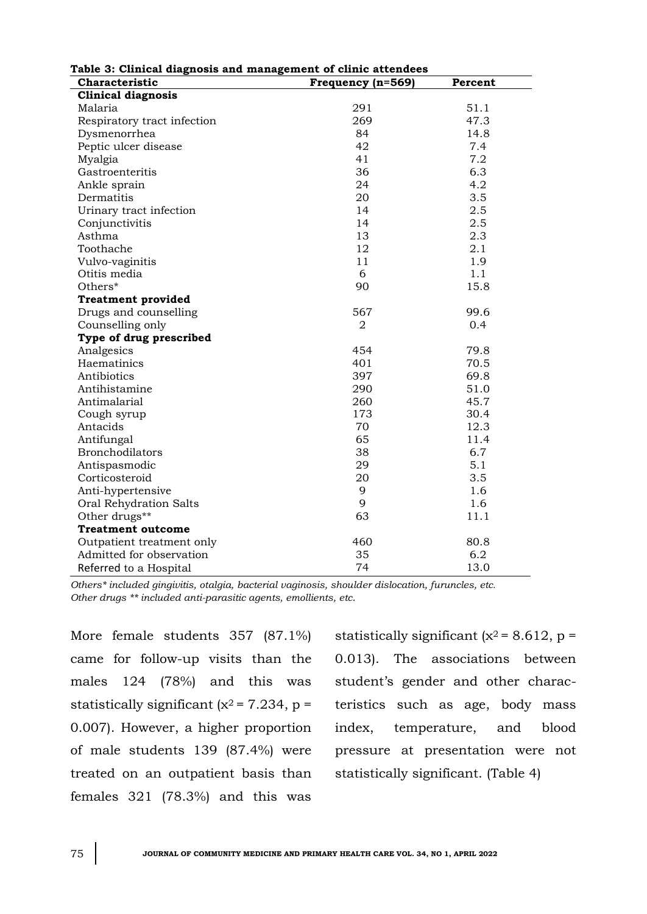**Table 3: Clinical diagnosis and management of clinic attendees**

| Characteristic | Frequency (n=569) | Percent |
|---|---|---|
| **Clinical diagnosis** | | |
| Malaria | 291 | 51.1 |
| Respiratory tract infection | 269 | 47.3 |
| Dysmenorrhea | 84 | 14.8 |
| Peptic ulcer disease | 42 | 7.4 |
| Myalgia | 41 | 7.2 |
| Gastroenteritis | 36 | 6.3 |
| Ankle sprain | 24 | 4.2 |
| Dermatitis | 20 | 3.5 |
| Urinary tract infection | 14 | 2.5 |
| Conjunctivitis | 14 | 2.5 |
| Asthma | 13 | 2.3 |
| Toothache | 12 | 2.1 |
| Vulvo-vaginitis | 11 | 1.9 |
| Otitis media | 6 | 1.1 |
| Others* | 90 | 15.8 |
| **Treatment provided** | | |
| Drugs and counselling | 567 | 99.6 |
| Counselling only | 2 | 0.4 |
| **Type of drug prescribed** | | |
| Analgesics | 454 | 79.8 |
| Haematinics | 401 | 70.5 |
| Antibiotics | 397 | 69.8 |
| Antihistamine | 290 | 51.0 |
| Antimalarial | 260 | 45.7 |
| Cough syrup | 173 | 30.4 |
| Antacids | 70 | 12.3 |
| Antifungal | 65 | 11.4 |
| Bronchodilators | 38 | 6.7 |
| Antispasmodic | 29 | 5.1 |
| Corticosteroid | 20 | 3.5 |
| Anti-hypertensive | 9 | 1.6 |
| Oral Rehydration Salts | 9 | 1.6 |
| Other drugs** | 63 | 11.1 |
| **Treatment outcome** | | |
| Outpatient treatment only | 460 | 80.8 |
| Admitted for observation | 35 | 6.2 |
| Referred to a Hospital | 74 | 13.0 |

*Others* included gingivitis, otalgia, bacterial vaginosis, shoulder dislocation, furuncles, etc.*
*Other drugs ** included anti-parasitic agents, emollients, etc.*

More female students 357 (87.1%) came for follow-up visits than the males 124 (78%) and this was statistically significant ($x^2 = 7.234$, p = 0.007). However, a higher proportion of male students 139 (87.4%) were treated on an outpatient basis than females 321 (78.3%) and this was statistically significant ($x^2 = 8.612$, p = 0.013). The associations between student's gender and other characteristics such as age, body mass index, temperature, and blood pressure at presentation were not statistically significant. (Table 4)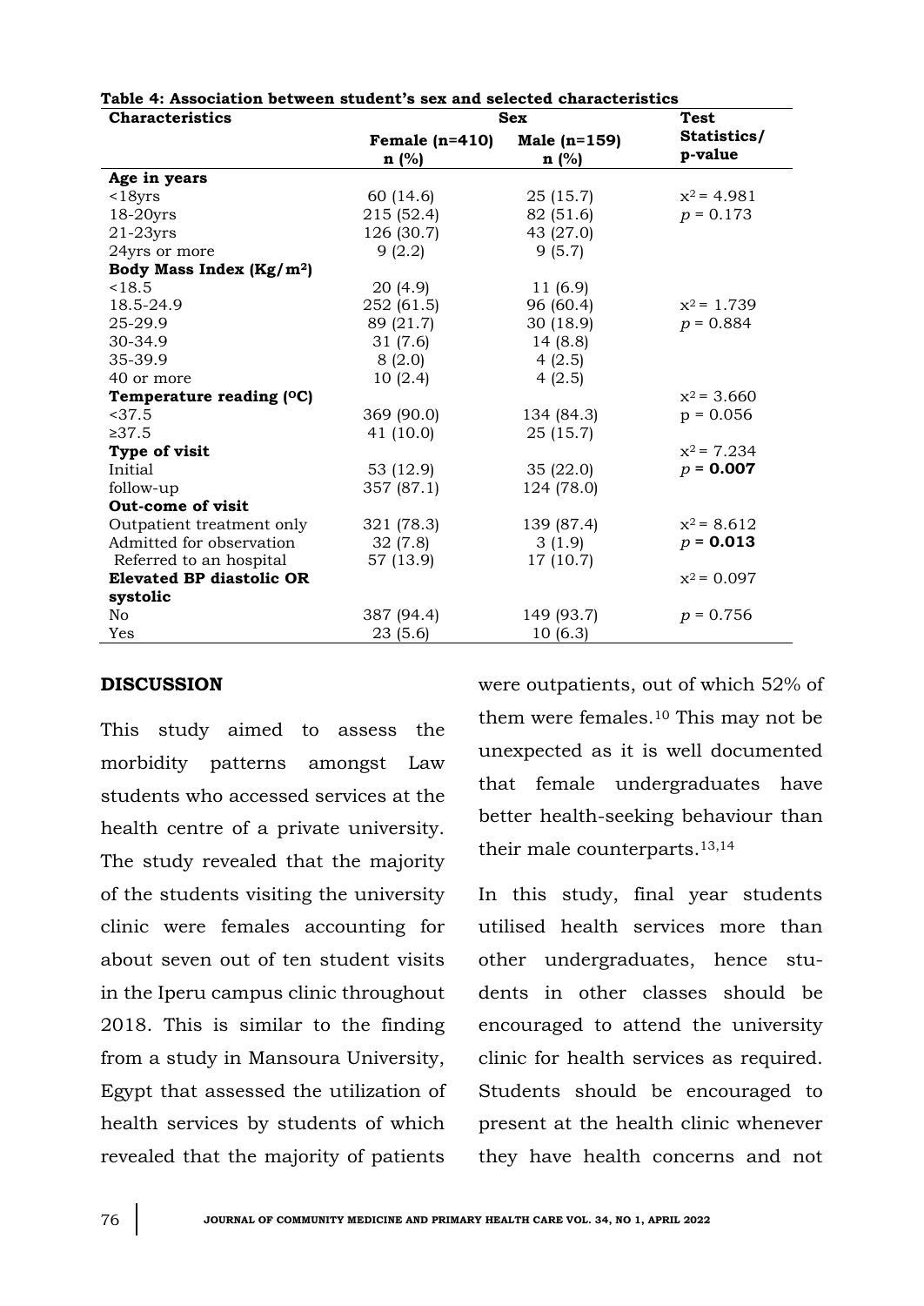**Table 4: Association between student's sex and selected characteristics**

| Characteristics | Sex | | Test Statistics/ p-value |
|---|---|---|---|
| | Female (n=410) n (%) | Male (n=159) n (%) | |
| **Age in years** | | | |
| <18yrs | 60 (14.6) | 25 (15.7) | $x^2 = 4.981$ |
| 18-20yrs | 215 (52.4) | 82 (51.6) | $p = 0.173$ |
| 21-23yrs | 126 (30.7) | 43 (27.0) | |
| 24yrs or more | 9 (2.2) | 9 (5.7) | |
| **Body Mass Index (Kg/m$^2$)** | | | |
| <18.5 | 20 (4.9) | 11 (6.9) | |
| 18.5-24.9 | 252 (61.5) | 96 (60.4) | $x^2 = 1.739$ |
| 25-29.9 | 89 (21.7) | 30 (18.9) | $p = 0.884$ |
| 30-34.9 | 31 (7.6) | 14 (8.8) | |
| 35-39.9 | 8 (2.0) | 4 (2.5) | |
| 40 or more | 10 (2.4) | 4 (2.5) | |
| **Temperature reading ($^{O}$C)** | | | $x^2 = 3.660$ |
| <37.5 | 369 (90.0) | 134 (84.3) | p = 0.056 |
| ≥37.5 | 41 (10.0) | 25 (15.7) | |
| **Type of visit** | | | $x^2 = 7.234$ |
| Initial | 53 (12.9) | 35 (22.0) | $p$ = **0.007** |
| follow-up | 357 (87.1) | 124 (78.0) | |
| **Out-come of visit** | | | |
| Outpatient treatment only | 321 (78.3) | 139 (87.4) | $x^2 = 8.612$ |
| Admitted for observation | 32 (7.8) | 3 (1.9) | $p$ = **0.013** |
| Referred to an hospital | 57 (13.9) | 17 (10.7) | |
| **Elevated BP diastolic OR systolic** | | | $x^2 = 0.097$ |
| No | 387 (94.4) | 149 (93.7) | $p = 0.756$ |
| Yes | 23 (5.6) | 10 (6.3) | |

## DISCUSSION

This study aimed to assess the morbidity patterns amongst Law students who accessed services at the health centre of a private university. The study revealed that the majority of the students visiting the university clinic were females accounting for about seven out of ten student visits in the Iperu campus clinic throughout 2018. This is similar to the finding from a study in Mansoura University, Egypt that assessed the utilization of health services by students of which revealed that the majority of patients were outpatients, out of which 52% of them were females.[10] This may not be unexpected as it is well documented that female undergraduates have better health-seeking behaviour than their male counterparts.[13,14]

In this study, final year students utilised health services more than other undergraduates, hence students in other classes should be encouraged to attend the university clinic for health services as required. Students should be encouraged to present at the health clinic whenever they have health concerns and not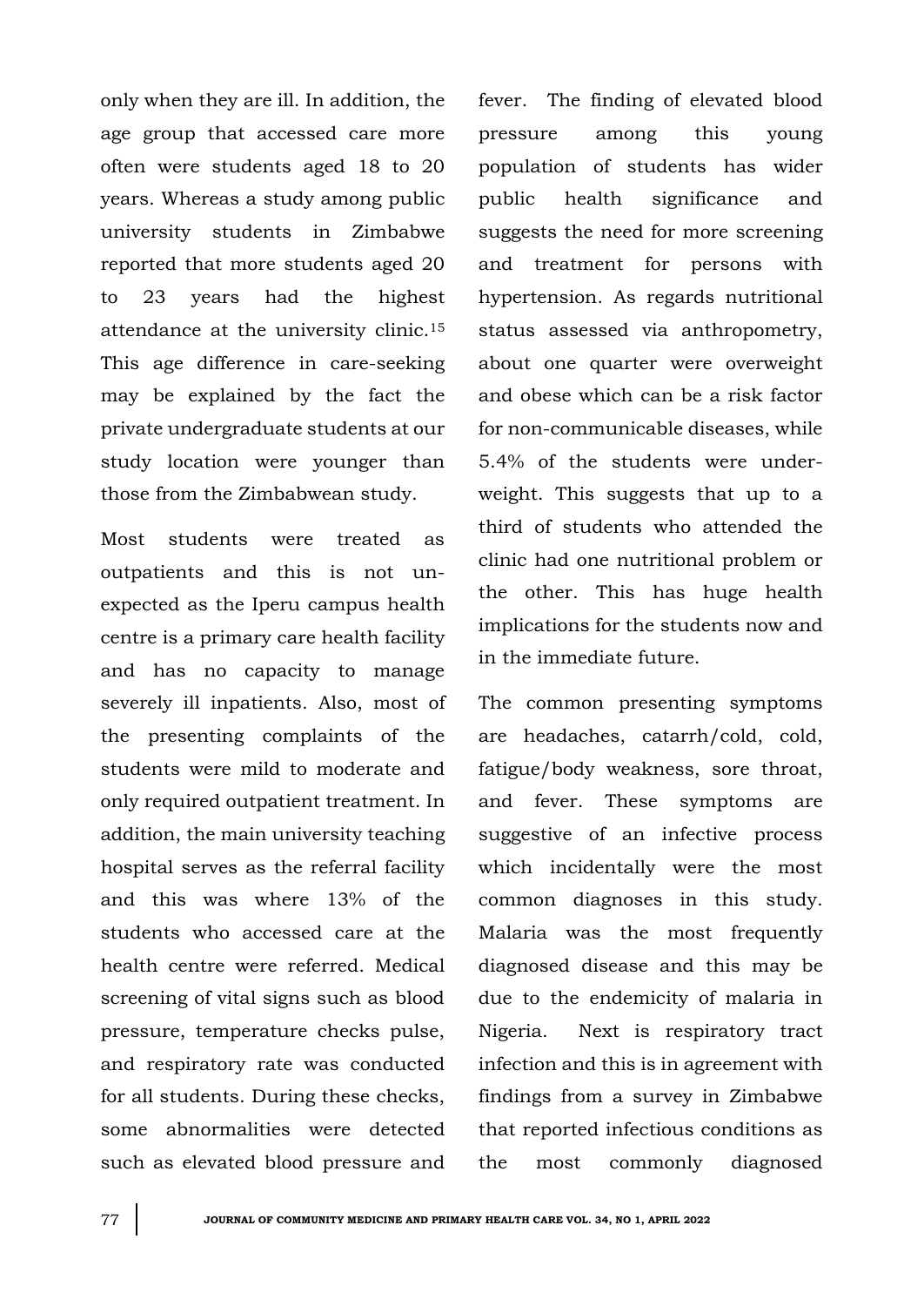only when they are ill. In addition, the age group that accessed care more often were students aged 18 to 20 years. Whereas a study among public university students in Zimbabwe reported that more students aged 20 to 23 years had the highest attendance at the university clinic.[15] This age difference in care-seeking may be explained by the fact the private undergraduate students at our study location were younger than those from the Zimbabwean study.

Most students were treated as outpatients and this is not unexpected as the Iperu campus health centre is a primary care health facility and has no capacity to manage severely ill inpatients. Also, most of the presenting complaints of the students were mild to moderate and only required outpatient treatment. In addition, the main university teaching hospital serves as the referral facility and this was where 13% of the students who accessed care at the health centre were referred. Medical screening of vital signs such as blood pressure, temperature checks pulse, and respiratory rate was conducted for all students. During these checks, some abnormalities were detected such as elevated blood pressure and fever. The finding of elevated blood pressure among this young population of students has wider public health significance and suggests the need for more screening and treatment for persons with hypertension. As regards nutritional status assessed via anthropometry, about one quarter were overweight and obese which can be a risk factor for non-communicable diseases, while 5.4% of the students were underweight. This suggests that up to a third of students who attended the clinic had one nutritional problem or the other. This has huge health implications for the students now and in the immediate future.

The common presenting symptoms are headaches, catarrh/cold, cold, fatigue/body weakness, sore throat, and fever. These symptoms are suggestive of an infective process which incidentally were the most common diagnoses in this study. Malaria was the most frequently diagnosed disease and this may be due to the endemicity of malaria in Nigeria. Next is respiratory tract infection and this is in agreement with findings from a survey in Zimbabwe that reported infectious conditions as the most commonly diagnosed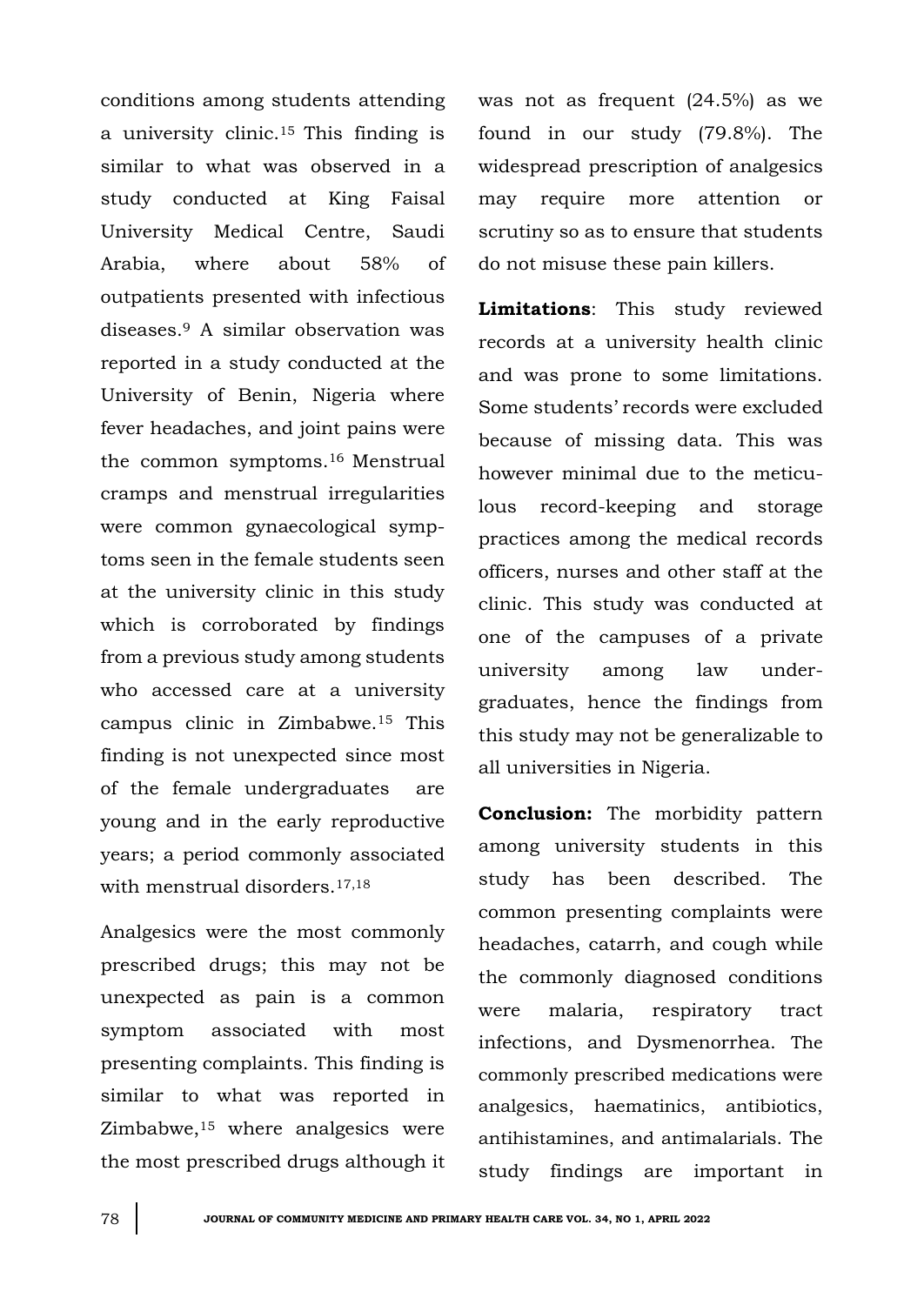conditions among students attending a university clinic.[15] This finding is similar to what was observed in a study conducted at King Faisal University Medical Centre, Saudi Arabia, where about 58% of outpatients presented with infectious diseases.[9] A similar observation was reported in a study conducted at the University of Benin, Nigeria where fever headaches, and joint pains were the common symptoms.[16] Menstrual cramps and menstrual irregularities were common gynaecological symptoms seen in the female students seen at the university clinic in this study which is corroborated by findings from a previous study among students who accessed care at a university campus clinic in Zimbabwe.[15] This finding is not unexpected since most of the female undergraduates are young and in the early reproductive years; a period commonly associated with menstrual disorders.[17,18]

Analgesics were the most commonly prescribed drugs; this may not be unexpected as pain is a common symptom associated with most presenting complaints. This finding is similar to what was reported in Zimbabwe,[15] where analgesics were the most prescribed drugs although it was not as frequent (24.5%) as we found in our study (79.8%). The widespread prescription of analgesics may require more attention or scrutiny so as to ensure that students do not misuse these pain killers.

**Limitations**: This study reviewed records at a university health clinic and was prone to some limitations. Some students' records were excluded because of missing data. This was however minimal due to the meticulous record-keeping and storage practices among the medical records officers, nurses and other staff at the clinic. This study was conducted at one of the campuses of a private university among law undergraduates, hence the findings from this study may not be generalizable to all universities in Nigeria.

**Conclusion:** The morbidity pattern among university students in this study has been described. The common presenting complaints were headaches, catarrh, and cough while the commonly diagnosed conditions were malaria, respiratory tract infections, and Dysmenorrhea. The commonly prescribed medications were analgesics, haematinics, antibiotics, antihistamines, and antimalarials. The study findings are important in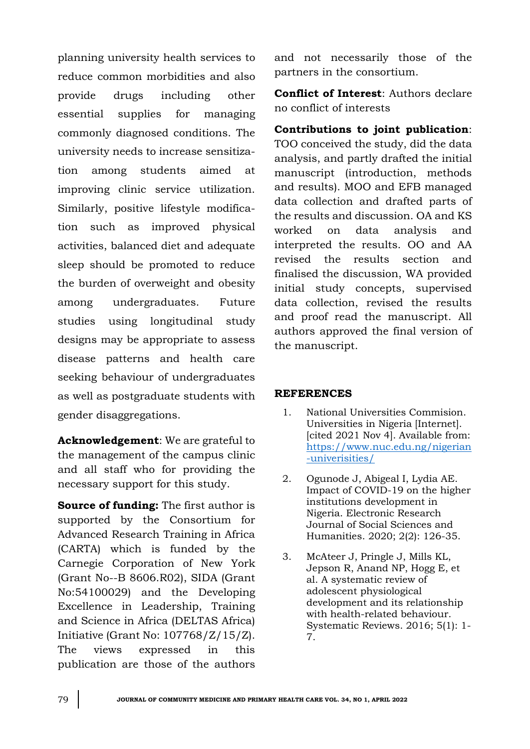planning university health services to reduce common morbidities and also provide drugs including other essential supplies for managing commonly diagnosed conditions. The university needs to increase sensitization among students aimed at improving clinic service utilization. Similarly, positive lifestyle modification such as improved physical activities, balanced diet and adequate sleep should be promoted to reduce the burden of overweight and obesity among undergraduates. Future studies using longitudinal study designs may be appropriate to assess disease patterns and health care seeking behaviour of undergraduates as well as postgraduate students with gender disaggregations.

**Acknowledgement**: We are grateful to the management of the campus clinic and all staff who for providing the necessary support for this study.

**Source of funding:** The first author is supported by the Consortium for Advanced Research Training in Africa (CARTA) which is funded by the Carnegie Corporation of New York (Grant No--B 8606.R02), SIDA (Grant No:54100029) and the Developing Excellence in Leadership, Training and Science in Africa (DELTAS Africa) Initiative (Grant No: 107768/Z/15/Z). The views expressed in this publication are those of the authors and not necessarily those of the partners in the consortium.

**Conflict of Interest**: Authors declare no conflict of interests

**Contributions to joint publication**: TOO conceived the study, did the data analysis, and partly drafted the initial manuscript (introduction, methods and results). MOO and EFB managed data collection and drafted parts of the results and discussion. OA and KS worked on data analysis and interpreted the results. OO and AA revised the results section and finalised the discussion, WA provided initial study concepts, supervised data collection, revised the results and proof read the manuscript. All authors approved the final version of the manuscript.

## REFERENCES

1. National Universities Commision. Universities in Nigeria [Internet]. [cited 2021 Nov 4]. Available from: https://www.nuc.edu.ng/nigerian-univerisities/
2. Ogunode J, Abigeal I, Lydia AE. Impact of COVID-19 on the higher institutions development in Nigeria. Electronic Research Journal of Social Sciences and Humanities. 2020; 2(2): 126-35.
3. McAteer J, Pringle J, Mills KL, Jepson R, Anand NP, Hogg E, et al. A systematic review of adolescent physiological development and its relationship with health-related behaviour. Systematic Reviews. 2016; 5(1): 1-7.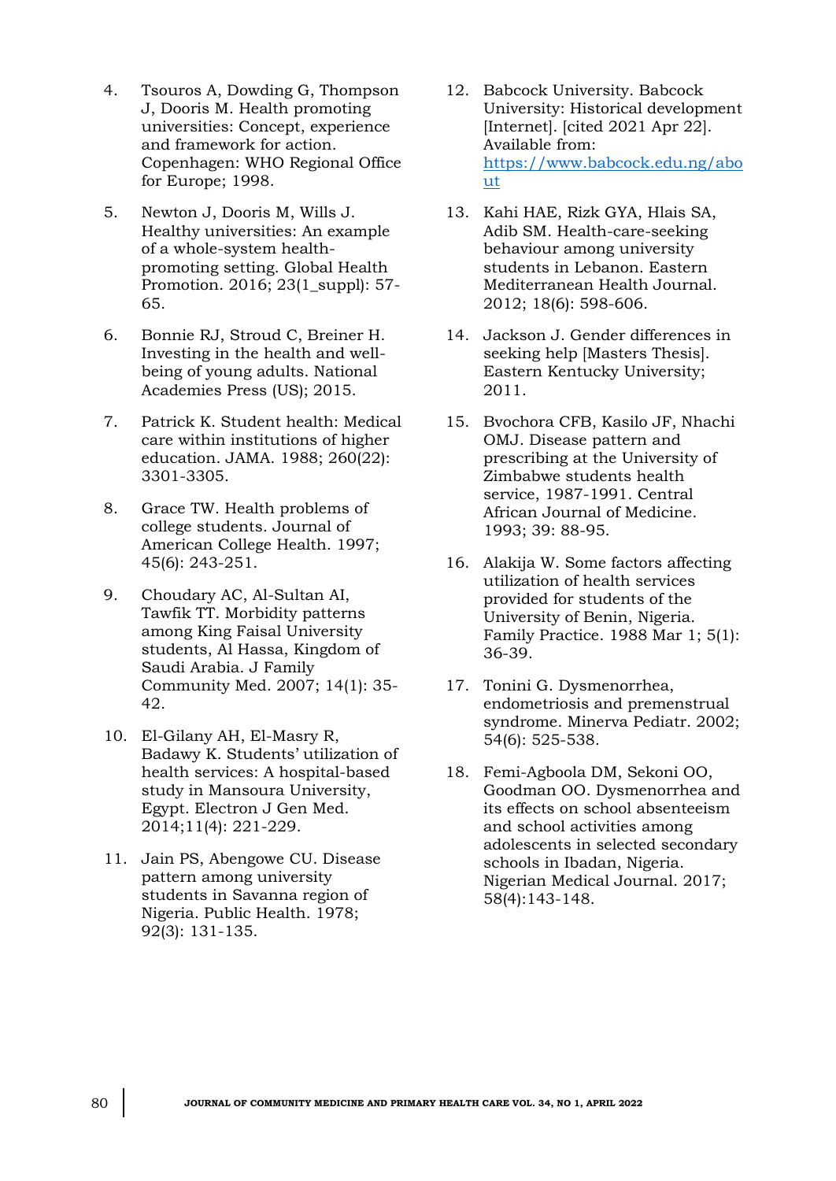4. Tsouros A, Dowding G, Thompson J, Dooris M. Health promoting universities: Concept, experience and framework for action. Copenhagen: WHO Regional Office for Europe; 1998.

5. Newton J, Dooris M, Wills J. Healthy universities: An example of a whole-system health-promoting setting. Global Health Promotion. 2016; 23(1_suppl): 57-65.

6. Bonnie RJ, Stroud C, Breiner H. Investing in the health and well-being of young adults. National Academies Press (US); 2015.

7. Patrick K. Student health: Medical care within institutions of higher education. JAMA. 1988; 260(22): 3301-3305.

8. Grace TW. Health problems of college students. Journal of American College Health. 1997; 45(6): 243-251.

9. Choudary AC, Al-Sultan AI, Tawfik TT. Morbidity patterns among King Faisal University students, Al Hassa, Kingdom of Saudi Arabia. J Family Community Med. 2007; 14(1): 35-42.

10. El-Gilany AH, El-Masry R, Badawy K. Students' utilization of health services: A hospital-based study in Mansoura University, Egypt. Electron J Gen Med. 2014;11(4): 221-229.

11. Jain PS, Abengowe CU. Disease pattern among university students in Savanna region of Nigeria. Public Health. 1978; 92(3): 131-135.

12. Babcock University. Babcock University: Historical development [Internet]. [cited 2021 Apr 22]. Available from: https://www.babcock.edu.ng/about

13. Kahi HAE, Rizk GYA, Hlais SA, Adib SM. Health-care-seeking behaviour among university students in Lebanon. Eastern Mediterranean Health Journal. 2012; 18(6): 598-606.

14. Jackson J. Gender differences in seeking help [Masters Thesis]. Eastern Kentucky University; 2011.

15. Bvochora CFB, Kasilo JF, Nhachi OMJ. Disease pattern and prescribing at the University of Zimbabwe students health service, 1987-1991. Central African Journal of Medicine. 1993; 39: 88-95.

16. Alakija W. Some factors affecting utilization of health services provided for students of the University of Benin, Nigeria. Family Practice. 1988 Mar 1; 5(1): 36-39.

17. Tonini G. Dysmenorrhea, endometriosis and premenstrual syndrome. Minerva Pediatr. 2002; 54(6): 525-538.

18. Femi-Agboola DM, Sekoni OO, Goodman OO. Dysmenorrhea and its effects on school absenteeism and school activities among adolescents in selected secondary schools in Ibadan, Nigeria. Nigerian Medical Journal. 2017; 58(4):143-148.